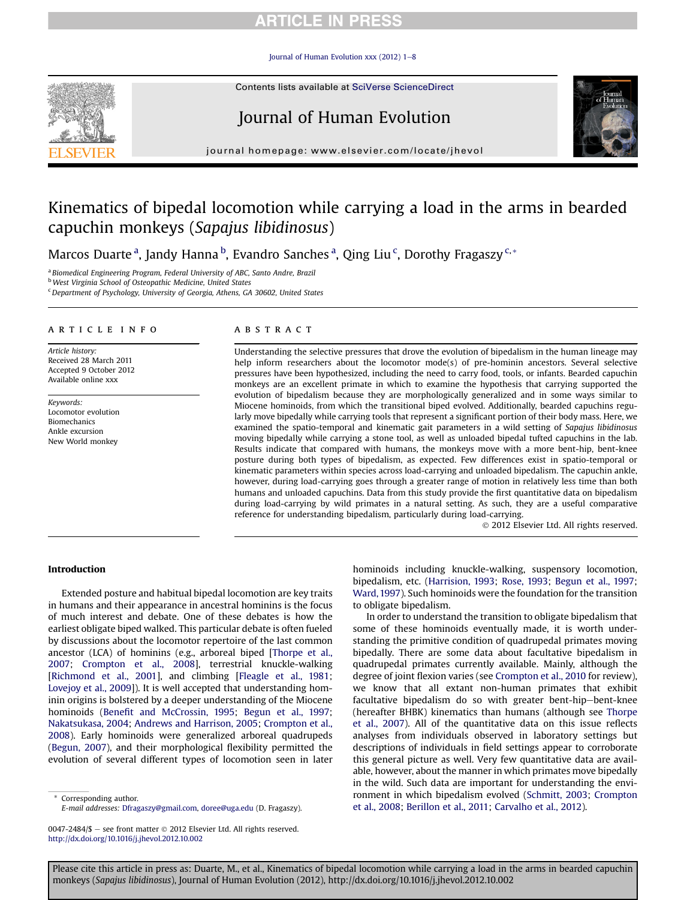# Kinematics of bipedal locomotion while carrying a load in the arms in bearded capuchin monkeys (*Sapajus libidinosus*)

Marcos Duarte [a], Jandy Hanna [b], Evandro Sanches [a], Qing Liu [c], Dorothy Fragaszy [c,*]

[a] Biomedical Engineering Program, Federal University of ABC, Santo Andre, Brazil
[b] West Virginia School of Osteopathic Medicine, United States
[c] Department of Psychology, University of Georgia, Athens, GA 30602, United States

## ARTICLE INFO

*Article history:*
Received 28 March 2011
Accepted 9 October 2012
Available online xxx

*Keywords:*
Locomotor evolution
Biomechanics
Ankle excursion
New World monkey

## ABSTRACT

Understanding the selective pressures that drove the evolution of bipedalism in the human lineage may help inform researchers about the locomotor mode(s) of pre-hominin ancestors. Several selective pressures have been hypothesized, including the need to carry food, tools, or infants. Bearded capuchin monkeys are an excellent primate in which to examine the hypothesis that carrying supported the evolution of bipedalism because they are morphologically generalized and in some ways similar to Miocene hominoids, from which the transitional biped evolved. Additionally, bearded capuchins regularly move bipedally while carrying tools that represent a significant portion of their body mass. Here, we examined the spatio-temporal and kinematic gait parameters in a wild setting of *Sapajus libidinosus* moving bipedally while carrying a stone tool, as well as unloaded bipedal tufted capuchins in the lab. Results indicate that compared with humans, the monkeys move with a more bent-hip, bent-knee posture during both types of bipedalism, as expected. Few differences exist in spatio-temporal or kinematic parameters within species across load-carrying and unloaded bipedalism. The capuchin ankle, however, during load-carrying goes through a greater range of motion in relatively less time than both humans and unloaded capuchins. Data from this study provide the first quantitative data on bipedalism during load-carrying by wild primates in a natural setting. As such, they are a useful comparative reference for understanding bipedalism, particularly during load-carrying.

© 2012 Elsevier Ltd. All rights reserved.

## Introduction

Extended posture and habitual bipedal locomotion are key traits in humans and their appearance in ancestral hominins is the focus of much interest and debate. One of these debates is how the earliest obligate biped walked. This particular debate is often fueled by discussions about the locomotor repertoire of the last common ancestor (LCA) of hominins (e.g., arboreal biped [Thorpe et al., 2007; Crompton et al., 2008], terrestrial knuckle-walking [Richmond et al., 2001], and climbing [Fleagle et al., 1981; Lovejoy et al., 2009]). It is well accepted that understanding hominin origins is bolstered by a deeper understanding of the Miocene hominoids (Benefit and McCrossin, 1995; Begun et al., 1997; Nakatsukasa, 2004; Andrews and Harrison, 2005; Crompton et al., 2008). Early hominoids were generalized arboreal quadrupeds (Begun, 2007), and their morphological flexibility permitted the evolution of several different types of locomotion seen in later hominoids including knuckle-walking, suspensory locomotion, bipedalism, etc. (Harrision, 1993; Rose, 1993; Begun et al., 1997; Ward, 1997). Such hominoids were the foundation for the transition to obligate bipedalism.

In order to understand the transition to obligate bipedalism that some of these hominoids eventually made, it is worth understanding the primitive condition of quadrupedal primates moving bipedally. There are some data about facultative bipedalism in quadrupedal primates currently available. Mainly, although the degree of joint flexion varies (see Crompton et al., 2010 for review), we know that all extant non-human primates that exhibit facultative bipedalism do so with greater bent-hip–bent-knee (hereafter BHBK) kinematics than humans (although see Thorpe et al., 2007). All of the quantitative data on this issue reflects analyses from individuals observed in laboratory settings but descriptions of individuals in field settings appear to corroborate this general picture as well. Very few quantitative data are available, however, about the manner in which primates move bipedally in the wild. Such data are important for understanding the environment in which bipedalism evolved (Schmitt, 2003; Crompton et al., 2008; Berillon et al., 2011; Carvalho et al., 2012).

\* Corresponding author.
E-mail addresses: Dfragaszy@gmail.com, doree@uga.edu (D. Fragaszy).

0047-2484/$ – see front matter © 2012 Elsevier Ltd. All rights reserved.
http://dx.doi.org/10.1016/j.jhevol.2012.10.002

Please cite this article in press as: Duarte, M., et al., Kinematics of bipedal locomotion while carrying a load in the arms in bearded capuchin monkeys (*Sapajus libidinosus*), Journal of Human Evolution (2012), http://dx.doi.org/10.1016/j.jhevol.2012.10.002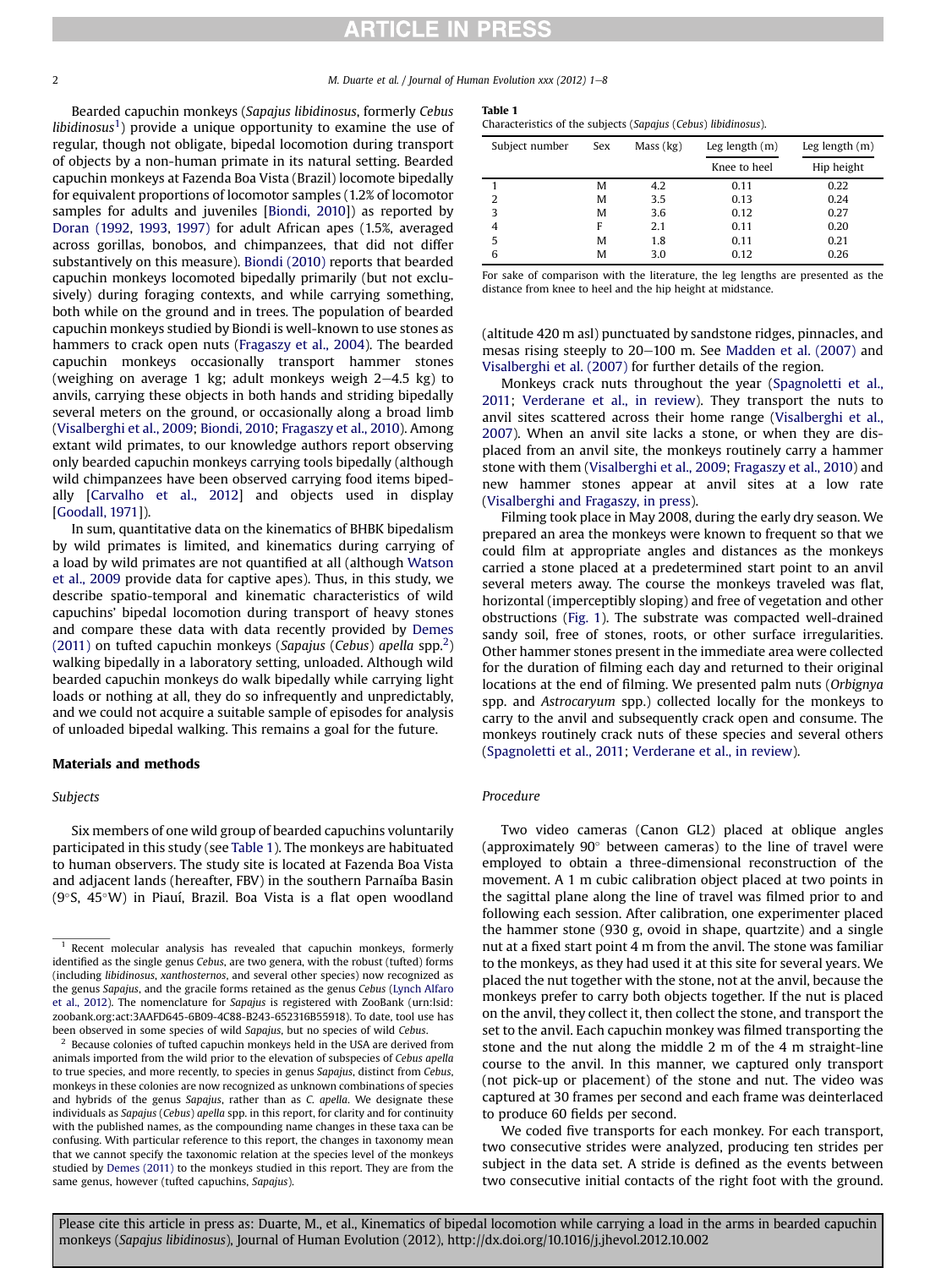Bearded capuchin monkeys (*Sapajus libidinosus*, formerly *Cebus libidinosus*[1]) provide a unique opportunity to examine the use of regular, though not obligate, bipedal locomotion during transport of objects by a non-human primate in its natural setting. Bearded capuchin monkeys at Fazenda Boa Vista (Brazil) locomote bipedally for equivalent proportions of locomotor samples (1.2% of locomotor samples for adults and juveniles [Biondi, 2010]) as reported by Doran (1992, 1993, 1997) for adult African apes (1.5%, averaged across gorillas, bonobos, and chimpanzees, that did not differ substantively on this measure). Biondi (2010) reports that bearded capuchin monkeys locomoted bipedally primarily (but not exclusively) during foraging contexts, and while carrying something, both while on the ground and in trees. The population of bearded capuchin monkeys studied by Biondi is well-known to use stones as hammers to crack open nuts (Fragaszy et al., 2004). The bearded capuchin monkeys occasionally transport hammer stones (weighing on average 1 kg; adult monkeys weigh 2–4.5 kg) to anvils, carrying these objects in both hands and striding bipedally several meters on the ground, or occasionally along a broad limb (Visalberghi et al., 2009; Biondi, 2010; Fragaszy et al., 2010). Among extant wild primates, to our knowledge authors report observing only bearded capuchin monkeys carrying tools bipedally (although wild chimpanzees have been observed carrying food items bipedally [Carvalho et al., 2012] and objects used in display [Goodall, 1971]).

In sum, quantitative data on the kinematics of BHBK bipedalism by wild primates is limited, and kinematics during carrying of a load by wild primates are not quantified at all (although Watson et al., 2009 provide data for captive apes). Thus, in this study, we describe spatio-temporal and kinematic characteristics of wild capuchins' bipedal locomotion during transport of heavy stones and compare these data with data recently provided by Demes (2011) on tufted capuchin monkeys (*Sapajus* (*Cebus*) *apella* spp.[2]) walking bipedally in a laboratory setting, unloaded. Although wild bearded capuchin monkeys do walk bipedally while carrying light loads or nothing at all, they do so infrequently and unpredictably, and we could not acquire a suitable sample of episodes for analysis of unloaded bipedal walking. This remains a goal for the future.

## Materials and methods

### Subjects

Six members of one wild group of bearded capuchins voluntarily participated in this study (see Table 1). The monkeys are habituated to human observers. The study site is located at Fazenda Boa Vista and adjacent lands (hereafter, FBV) in the southern Parnaíba Basin (9°S, 45°W) in Piauí, Brazil. Boa Vista is a flat open woodland (altitude 420 m asl) punctuated by sandstone ridges, pinnacles, and mesas rising steeply to 20–100 m. See Madden et al. (2007) and Visalberghi et al. (2007) for further details of the region.

**Table 1**
Characteristics of the subjects (*Sapajus* (*Cebus*) *libidinosus*).

| Subject number | Sex | Mass (kg) | Leg length (m) | Leg length (m) |
|---|---|---|---|---|
| | | | Knee to heel | Hip height |
| 1 | M | 4.2 | 0.11 | 0.22 |
| 2 | M | 3.5 | 0.13 | 0.24 |
| 3 | M | 3.6 | 0.12 | 0.27 |
| 4 | F | 2.1 | 0.11 | 0.20 |
| 5 | M | 1.8 | 0.11 | 0.21 |
| 6 | M | 3.0 | 0.12 | 0.26 |

For sake of comparison with the literature, the leg lengths are presented as the distance from knee to heel and the hip height at midstance.

Monkeys crack nuts throughout the year (Spagnoletti et al., 2011; Verderane et al., in review). They transport the nuts to anvil sites scattered across their home range (Visalberghi et al., 2007). When an anvil site lacks a stone, or when they are displaced from an anvil site, the monkeys routinely carry a hammer stone with them (Visalberghi et al., 2009; Fragaszy et al., 2010) and new hammer stones appear at anvil sites at a low rate (Visalberghi and Fragaszy, in press).

Filming took place in May 2008, during the early dry season. We prepared an area the monkeys were known to frequent so that we could film at appropriate angles and distances as the monkeys carried a stone placed at a predetermined start point to an anvil several meters away. The course the monkeys traveled was flat, horizontal (imperceptibly sloping) and free of vegetation and other obstructions (Fig. 1). The substrate was compacted well-drained sandy soil, free of stones, roots, or other surface irregularities. Other hammer stones present in the immediate area were collected for the duration of filming each day and returned to their original locations at the end of filming. We presented palm nuts (*Orbignya* spp. and *Astrocaryum* spp.) collected locally for the monkeys to carry to the anvil and subsequently crack open and consume. The monkeys routinely crack nuts of these species and several others (Spagnoletti et al., 2011; Verderane et al., in review).

### Procedure

Two video cameras (Canon GL2) placed at oblique angles (approximately 90° between cameras) to the line of travel were employed to obtain a three-dimensional reconstruction of the movement. A 1 m cubic calibration object placed at two points in the sagittal plane along the line of travel was filmed prior to and following each session. After calibration, one experimenter placed the hammer stone (930 g, ovoid in shape, quartzite) and a single nut at a fixed start point 4 m from the anvil. The stone was familiar to the monkeys, as they had used it at this site for several years. We placed the nut together with the stone, not at the anvil, because the monkeys prefer to carry both objects together. If the nut is placed on the anvil, they collect it, then collect the stone, and transport the set to the anvil. Each capuchin monkey was filmed transporting the stone and the nut along the middle 2 m of the 4 m straight-line course to the anvil. In this manner, we captured only transport (not pick-up or placement) of the stone and nut. The video was captured at 30 frames per second and each frame was deinterlaced to produce 60 fields per second.

We coded five transports for each monkey. For each transport, two consecutive strides were analyzed, producing ten strides per subject in the data set. A stride is defined as the events between two consecutive initial contacts of the right foot with the ground.

---

[1] Recent molecular analysis has revealed that capuchin monkeys, formerly identified as the single genus *Cebus*, are two genera, with the robust (tufted) forms (including *libidinosus*, *xanthosternos*, and several other species) now recognized as the genus *Sapajus*, and the gracile forms retained as the genus *Cebus* (Lynch Alfaro et al., 2012). The nomenclature for *Sapajus* is registered with ZooBank (urn:lsid:zoobank.org:act:3AAFD645-6B09-4C88-B243-652316B55918). To date, tool use has been observed in some species of wild *Sapajus*, but no species of wild *Cebus*.

[2] Because colonies of tufted capuchin monkeys held in the USA are derived from animals imported from the wild prior to the elevation of subspecies of *Cebus apella* to true species, and more recently, to species in genus *Sapajus*, distinct from *Cebus*, monkeys in these colonies are now recognized as unknown combinations of species and hybrids of the genus *Sapajus*, rather than as *C. apella*. We designate these individuals as *Sapajus* (*Cebus*) *apella* spp. in this report, for clarity and for continuity with the published names, as the compounding name changes in these taxa can be confusing. With particular reference to this report, the changes in taxonomy mean that we cannot specify the taxonomic relation at the species level of the monkeys studied by Demes (2011) to the monkeys studied in this report. They are from the same genus, however (tufted capuchins, *Sapajus*).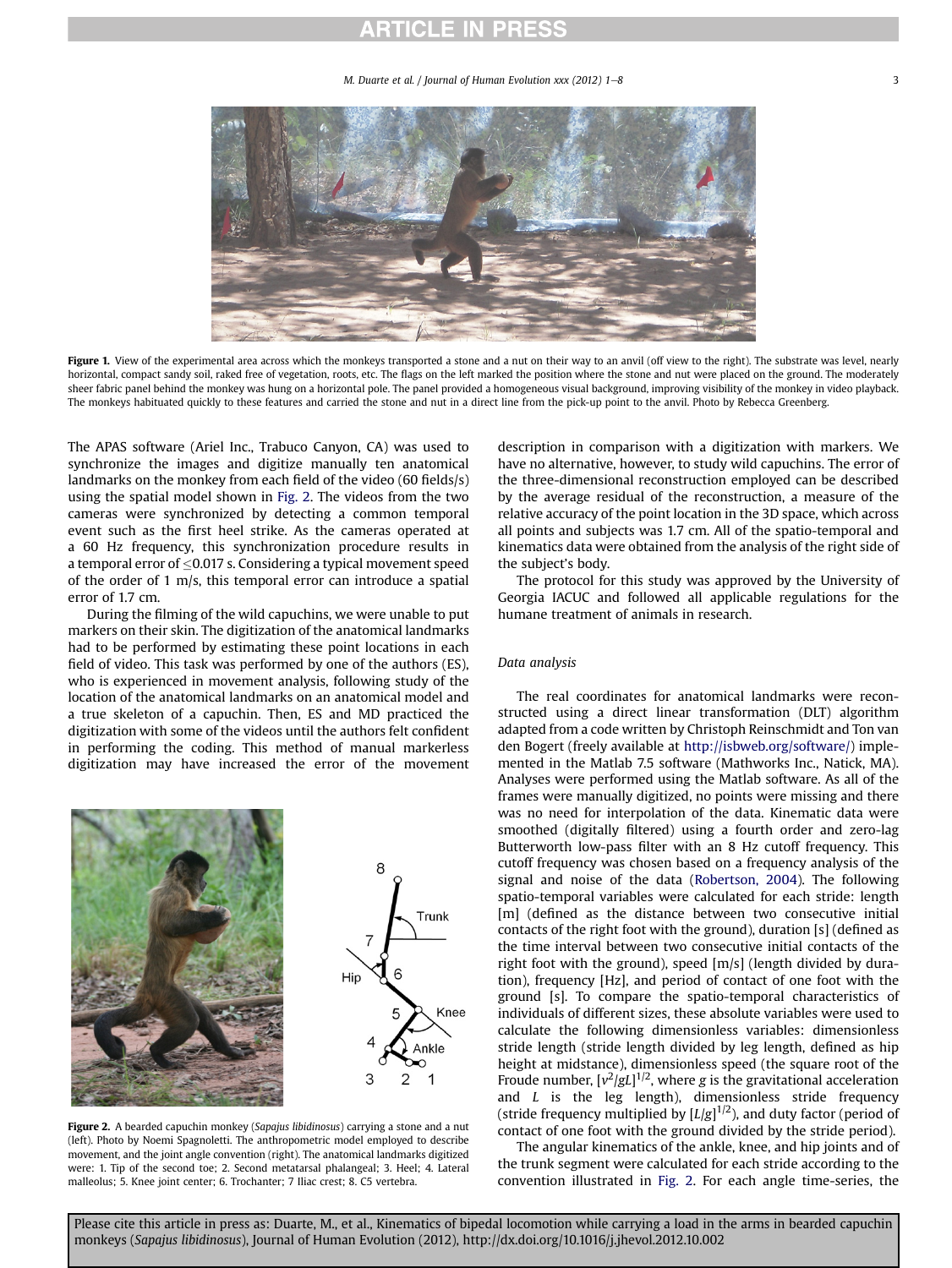Figure 1. View of the experimental area across which the monkeys transported a stone and a nut on their way to an anvil (off view to the right). The substrate was level, nearly horizontal, compact sandy soil, raked free of vegetation, roots, etc. The flags on the left marked the position where the stone and nut were placed on the ground. The moderately sheer fabric panel behind the monkey was hung on a horizontal pole. The panel provided a homogeneous visual background, improving visibility of the monkey in video playback. The monkeys habituated quickly to these features and carried the stone and nut in a direct line from the pick-up point to the anvil. Photo by Rebecca Greenberg.

The APAS software (Ariel Inc., Trabuco Canyon, CA) was used to synchronize the images and digitize manually ten anatomical landmarks on the monkey from each field of the video (60 fields/s) using the spatial model shown in Fig. 2. The videos from the two cameras were synchronized by detecting a common temporal event such as the first heel strike. As the cameras operated at a 60 Hz frequency, this synchronization procedure results in a temporal error of $\leq$0.017 s. Considering a typical movement speed of the order of 1 m/s, this temporal error can introduce a spatial error of 1.7 cm.

During the filming of the wild capuchins, we were unable to put markers on their skin. The digitization of the anatomical landmarks had to be performed by estimating these point locations in each field of video. This task was performed by one of the authors (ES), who is experienced in movement analysis, following study of the location of the anatomical landmarks on an anatomical model and a true skeleton of a capuchin. Then, ES and MD practiced the digitization with some of the videos until the authors felt confident in performing the coding. This method of manual markerless digitization may have increased the error of the movement description in comparison with a digitization with markers. We have no alternative, however, to study wild capuchins. The error of the three-dimensional reconstruction employed can be described by the average residual of the reconstruction, a measure of the relative accuracy of the point location in the 3D space, which across all points and subjects was 1.7 cm. All of the spatio-temporal and kinematics data were obtained from the analysis of the right side of the subject's body.

The protocol for this study was approved by the University of Georgia IACUC and followed all applicable regulations for the humane treatment of animals in research.

Figure 2. A bearded capuchin monkey (*Sapajus libidinosus*) carrying a stone and a nut (left). Photo by Noemi Spagnoletti. The anthropometric model employed to describe movement, and the joint angle convention (right). The anatomical landmarks digitized were: 1. Tip of the second toe; 2. Second metatarsal phalangeal; 3. Heel; 4. Lateral malleolus; 5. Knee joint center; 6. Trochanter; 7 Iliac crest; 8. C5 vertebra.

## Data analysis

The real coordinates for anatomical landmarks were reconstructed using a direct linear transformation (DLT) algorithm adapted from a code written by Christoph Reinschmidt and Ton van den Bogert (freely available at http://isbweb.org/software/) implemented in the Matlab 7.5 software (Mathworks Inc., Natick, MA). Analyses were performed using the Matlab software. As all of the frames were manually digitized, no points were missing and there was no need for interpolation of the data. Kinematic data were smoothed (digitally filtered) using a fourth order and zero-lag Butterworth low-pass filter with an 8 Hz cutoff frequency. This cutoff frequency was chosen based on a frequency analysis of the signal and noise of the data (Robertson, 2004). The following spatio-temporal variables were calculated for each stride: length [m] (defined as the distance between two consecutive initial contacts of the right foot with the ground), duration [s] (defined as the time interval between two consecutive initial contacts of the right foot with the ground), speed [m/s] (length divided by duration), frequency [Hz], and period of contact of one foot with the ground [s]. To compare the spatio-temporal characteristics of individuals of different sizes, these absolute variables were used to calculate the following dimensionless variables: dimensionless stride length (stride length divided by leg length, defined as hip height at midstance), dimensionless speed (the square root of the Froude number, $[v^2/gL]^{1/2}$, where $g$ is the gravitational acceleration and $L$ is the leg length), dimensionless stride frequency (stride frequency multiplied by $[L/g]^{1/2}$), and duty factor (period of contact of one foot with the ground divided by the stride period).

The angular kinematics of the ankle, knee, and hip joints and of the trunk segment were calculated for each stride according to the convention illustrated in Fig. 2. For each angle time-series, the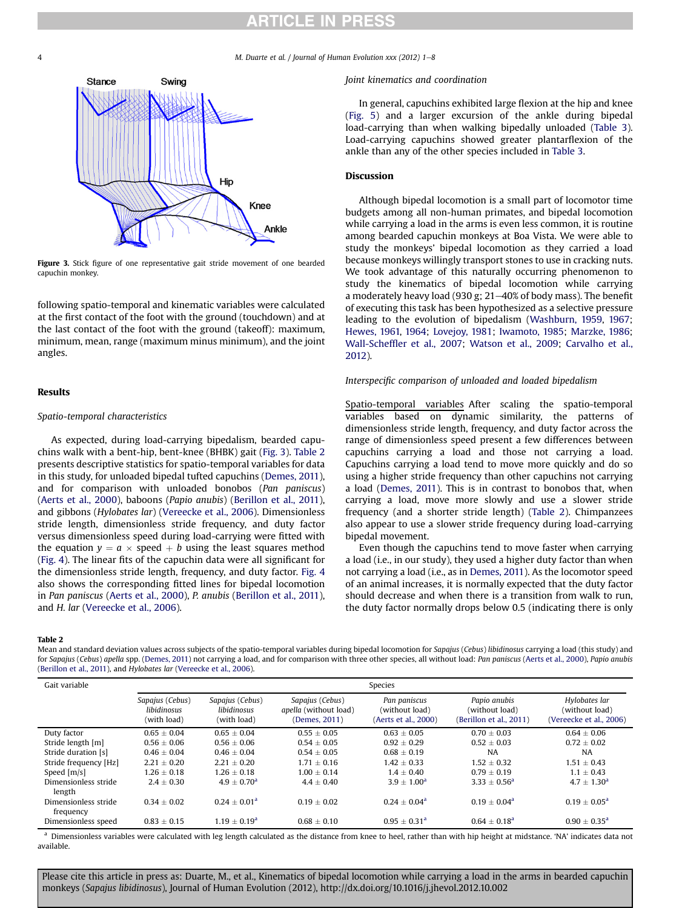Figure 3. Stick figure of one representative gait stride movement of one bearded capuchin monkey.

following spatio-temporal and kinematic variables were calculated at the first contact of the foot with the ground (touchdown) and at the last contact of the foot with the ground (takeoff): maximum, minimum, mean, range (maximum minus minimum), and the joint angles.

## Results

### Spatio-temporal characteristics

As expected, during load-carrying bipedalism, bearded capuchins walk with a bent-hip, bent-knee (BHBK) gait (Fig. 3). Table 2 presents descriptive statistics for spatio-temporal variables for data in this study, for unloaded bipedal tufted capuchins (Demes, 2011), and for comparison with unloaded bonobos (*Pan paniscus*) (Aerts et al., 2000), baboons (*Papio anubis*) (Berillon et al., 2011), and gibbons (*Hylobates lar*) (Vereecke et al., 2006). Dimensionless stride length, dimensionless stride frequency, and duty factor versus dimensionless speed during load-carrying were fitted with the equation $y = a \times \text{speed} + b$ using the least squares method (Fig. 4). The linear fits of the capuchin data were all significant for the dimensionless stride length, frequency, and duty factor. Fig. 4 also shows the corresponding fitted lines for bipedal locomotion in *Pan paniscus* (Aerts et al., 2000), *P. anubis* (Berillon et al., 2011), and *H. lar* (Vereecke et al., 2006).

### Joint kinematics and coordination

In general, capuchins exhibited large flexion at the hip and knee (Fig. 5) and a larger excursion of the ankle during bipedal load-carrying than when walking bipedally unloaded (Table 3). Load-carrying capuchins showed greater plantarflexion of the ankle than any of the other species included in Table 3.

## Discussion

Although bipedal locomotion is a small part of locomotor time budgets among all non-human primates, and bipedal locomotion while carrying a load in the arms is even less common, it is routine among bearded capuchin monkeys at Boa Vista. We were able to study the monkeys' bipedal locomotion as they carried a load because monkeys willingly transport stones to use in cracking nuts. We took advantage of this naturally occurring phenomenon to study the kinematics of bipedal locomotion while carrying a moderately heavy load (930 g; 21–40% of body mass). The benefit of executing this task has been hypothesized as a selective pressure leading to the evolution of bipedalism (Washburn, 1959, 1967; Hewes, 1961, 1964; Lovejoy, 1981; Iwamoto, 1985; Marzke, 1986; Wall-Scheffler et al., 2007; Watson et al., 2009; Carvalho et al., 2012).

### Interspecific comparison of unloaded and loaded bipedalism

Spatio-temporal variables After scaling the spatio-temporal variables based on dynamic similarity, the patterns of dimensionless stride length, frequency, and duty factor across the range of dimensionless speed present a few differences between capuchins carrying a load and those not carrying a load. Capuchins carrying a load tend to move more quickly and do so using a higher stride frequency than other capuchins not carrying a load (Demes, 2011). This is in contrast to bonobos that, when carrying a load, move more slowly and use a slower stride frequency (and a shorter stride length) (Table 2). Chimpanzees also appear to use a slower stride frequency during load-carrying bipedal movement.

Even though the capuchins tend to move faster when carrying a load (i.e., in our study), they used a higher duty factor than when not carrying a load (i.e., as in Demes, 2011). As the locomotor speed of an animal increases, it is normally expected that the duty factor should decrease and when there is a transition from walk to run, the duty factor normally drops below 0.5 (indicating there is only

**Table 2**
Mean and standard deviation values across subjects of the spatio-temporal variables during bipedal locomotion for *Sapajus* (*Cebus*) *libidinosus* carrying a load (this study) and for *Sapajus* (*Cebus*) *apella* spp. (Demes, 2011) not carrying a load, and for comparison with three other species, all without load: *Pan paniscus* (Aerts et al., 2000), *Papio anubis* (Berillon et al., 2011), and *Hylobates lar* (Vereecke et al., 2006).

| Gait variable | Species | | | | | |
|---|---|---|---|---|---|---|
| | *Sapajus* (*Cebus*) *libidinosus* (with load) | *Sapajus* (*Cebus*) *libidinosus* (with load) | *Sapajus* (*Cebus*) *apella* (without load) (Demes, 2011) | *Pan paniscus* (without load) (Aerts et al., 2000) | *Papio anubis* (without load) (Berillon et al., 2011) | *Hylobates lar* (without load) (Vereecke et al., 2006) |
| Duty factor | 0.65 ± 0.04 | 0.65 ± 0.04 | 0.55 ± 0.05 | 0.63 ± 0.05 | 0.70 ± 0.03 | 0.64 ± 0.06 |
| Stride length [m] | 0.56 ± 0.06 | 0.56 ± 0.06 | 0.54 ± 0.05 | 0.92 ± 0.29 | 0.52 ± 0.03 | 0.72 ± 0.02 |
| Stride duration [s] | 0.46 ± 0.04 | 0.46 ± 0.04 | 0.54 ± 0.05 | 0.68 ± 0.19 | NA | NA |
| Stride frequency [Hz] | 2.21 ± 0.20 | 2.21 ± 0.20 | 1.71 ± 0.16 | 1.42 ± 0.33 | 1.52 ± 0.32 | 1.51 ± 0.43 |
| Speed [m/s] | 1.26 ± 0.18 | 1.26 ± 0.18 | 1.00 ± 0.14 | 1.4 ± 0.40 | 0.79 ± 0.19 | 1.1 ± 0.43 |
| Dimensionless stride length | 2.4 ± 0.30 | 4.9 ± 0.70[a] | 4.4 ± 0.40 | 3.9 ± 1.00[a] | 3.33 ± 0.56[a] | 4.7 ± 1.30[a] |
| Dimensionless stride frequency | 0.34 ± 0.02 | 0.24 ± 0.01[a] | 0.19 ± 0.02 | 0.24 ± 0.04[a] | 0.19 ± 0.04[a] | 0.19 ± 0.05[a] |
| Dimensionless speed | 0.83 ± 0.15 | 1.19 ± 0.19[a] | 0.68 ± 0.10 | 0.95 ± 0.31[a] | 0.64 ± 0.18[a] | 0.90 ± 0.35[a] |

[a] Dimensionless variables were calculated with leg length calculated as the distance from knee to heel, rather than with hip height at midstance. 'NA' indicates data not available.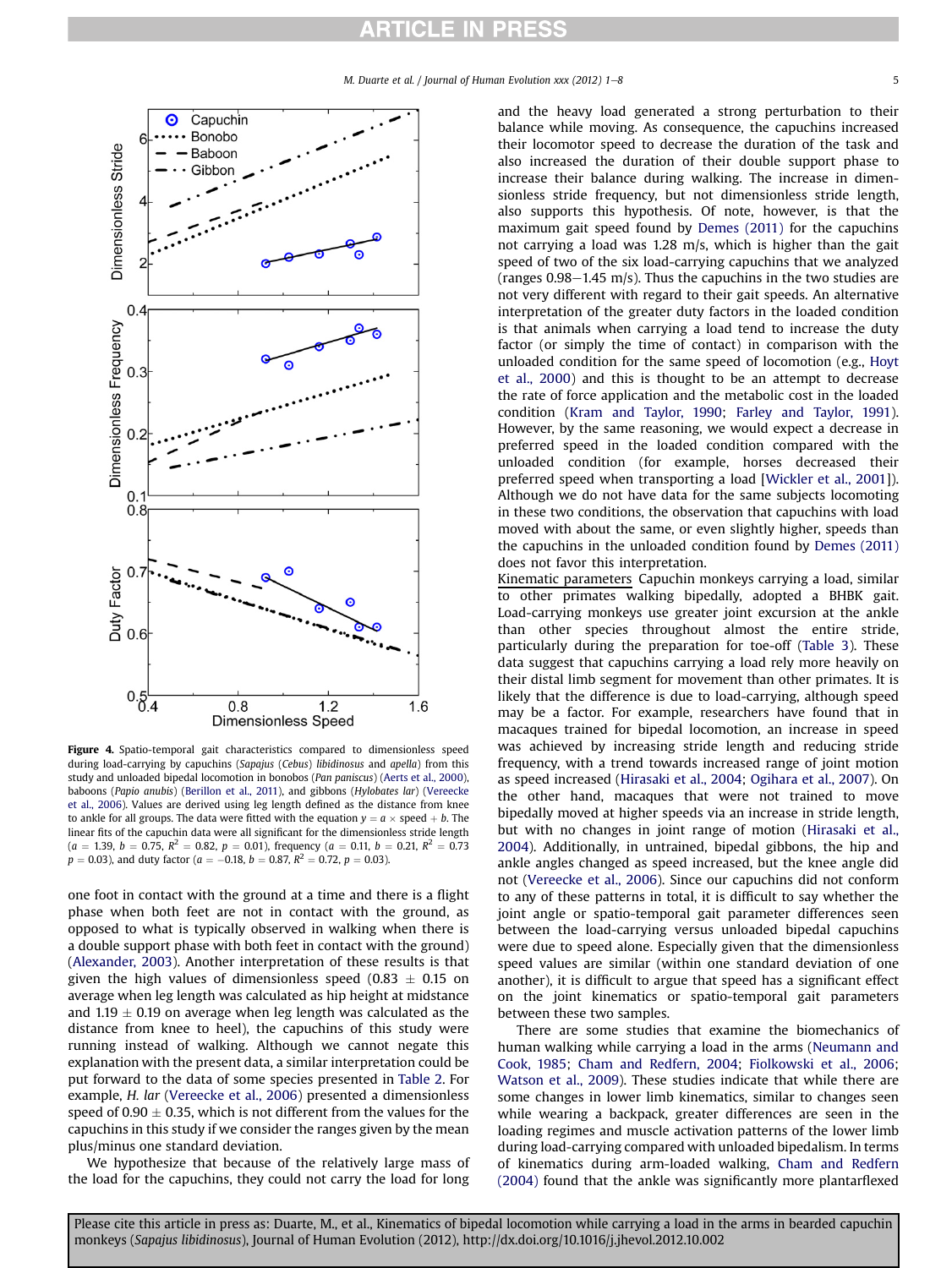**Figure 4.** Spatio-temporal gait characteristics compared to dimensionless speed during load-carrying by capuchins (*Sapajus* (*Cebus*) *libidinosus* and *apella*) from this study and unloaded bipedal locomotion in bonobos (*Pan paniscus*) (Aerts et al., 2000), baboons (*Papio anubis*) (Berillon et al., 2011), and gibbons (*Hylobates lar*) (Vereecke et al., 2006). Values are derived using leg length defined as the distance from knee to ankle for all groups. The data were fitted with the equation $y = a \times \text{speed} + b$. The linear fits of the capuchin data were all significant for the dimensionless stride length ($a = 1.39$, $b = 0.75$, $R^2 = 0.82$, $p = 0.01$), frequency ($a = 0.11$, $b = 0.21$, $R^2 = 0.73$ $p = 0.03$), and duty factor ($a = -0.18$, $b = 0.87$, $R^2 = 0.72$, $p = 0.03$).

one foot in contact with the ground at a time and there is a flight phase when both feet are not in contact with the ground, as opposed to what is typically observed in walking when there is a double support phase with both feet in contact with the ground) (Alexander, 2003). Another interpretation of these results is that given the high values of dimensionless speed ($0.83 \pm 0.15$ on average when leg length was calculated as hip height at midstance and $1.19 \pm 0.19$ on average when leg length was calculated as the distance from knee to heel), the capuchins of this study were running instead of walking. Although we cannot negate this explanation with the present data, a similar interpretation could be put forward to the data of some species presented in Table 2. For example, *H. lar* (Vereecke et al., 2006) presented a dimensionless speed of $0.90 \pm 0.35$, which is not different from the values for the capuchins in this study if we consider the ranges given by the mean plus/minus one standard deviation.

We hypothesize that because of the relatively large mass of the load for the capuchins, they could not carry the load for long and the heavy load generated a strong perturbation to their balance while moving. As consequence, the capuchins increased their locomotor speed to decrease the duration of the task and also increased the duration of their double support phase to increase their balance during walking. The increase in dimensionless stride frequency, but not dimensionless stride length, also supports this hypothesis. Of note, however, is that the maximum gait speed found by Demes (2011) for the capuchins not carrying a load was 1.28 m/s, which is higher than the gait speed of two of the six load-carrying capuchins that we analyzed (ranges 0.98–1.45 m/s). Thus the capuchins in the two studies are not very different with regard to their gait speeds. An alternative interpretation of the greater duty factors in the loaded condition is that animals when carrying a load tend to increase the duty factor (or simply the time of contact) in comparison with the unloaded condition for the same speed of locomotion (e.g., Hoyt et al., 2000) and this is thought to be an attempt to decrease the rate of force application and the metabolic cost in the loaded condition (Kram and Taylor, 1990; Farley and Taylor, 1991). However, by the same reasoning, we would expect a decrease in preferred speed in the loaded condition compared with the unloaded condition (for example, horses decreased their preferred speed when transporting a load [Wickler et al., 2001]). Although we do not have data for the same subjects locomoting in these two conditions, the observation that capuchins with load moved with about the same, or even slightly higher, speeds than the capuchins in the unloaded condition found by Demes (2011) does not favor this interpretation.

Kinematic parameters Capuchin monkeys carrying a load, similar to other primates walking bipedally, adopted a BHBK gait. Load-carrying monkeys use greater joint excursion at the ankle than other species throughout almost the entire stride, particularly during the preparation for toe-off (Table 3). These data suggest that capuchins carrying a load rely more heavily on their distal limb segment for movement than other primates. It is likely that the difference is due to load-carrying, although speed may be a factor. For example, researchers have found that in macaques trained for bipedal locomotion, an increase in speed was achieved by increasing stride length and reducing stride frequency, with a trend towards increased range of joint motion as speed increased (Hirasaki et al., 2004; Ogihara et al., 2007). On the other hand, macaques that were not trained to move bipedally moved at higher speeds via an increase in stride length, but with no changes in joint range of motion (Hirasaki et al., 2004). Additionally, in untrained, bipedal gibbons, the hip and ankle angles changed as speed increased, but the knee angle did not (Vereecke et al., 2006). Since our capuchins did not conform to any of these patterns in total, it is difficult to say whether the joint angle or spatio-temporal gait parameter differences seen between the load-carrying versus unloaded bipedal capuchins were due to speed alone. Especially given that the dimensionless speed values are similar (within one standard deviation of one another), it is difficult to argue that speed has a significant effect on the joint kinematics or spatio-temporal gait parameters between these two samples.

There are some studies that examine the biomechanics of human walking while carrying a load in the arms (Neumann and Cook, 1985; Cham and Redfern, 2004; Fiolkowski et al., 2006; Watson et al., 2009). These studies indicate that while there are some changes in lower limb kinematics, similar to changes seen while wearing a backpack, greater differences are seen in the loading regimes and muscle activation patterns of the lower limb during load-carrying compared with unloaded bipedalism. In terms of kinematics during arm-loaded walking, Cham and Redfern (2004) found that the ankle was significantly more plantarflexed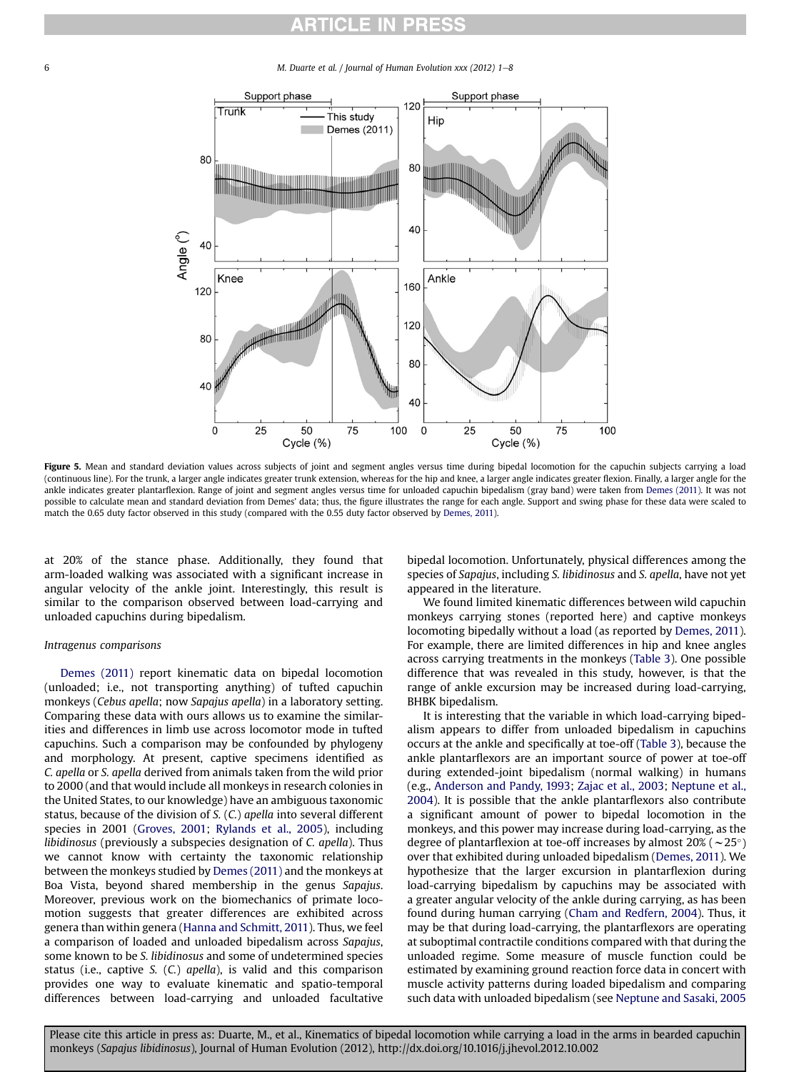Figure 5. Mean and standard deviation values across subjects of joint and segment angles versus time during bipedal locomotion for the capuchin subjects carrying a load (continuous line). For the trunk, a larger angle indicates greater trunk extension, whereas for the hip and knee, a larger angle indicates greater flexion. Finally, a larger angle for the ankle indicates greater plantarflexion. Range of joint and segment angles versus time for unloaded capuchin bipedalism (gray band) were taken from Demes (2011). It was not possible to calculate mean and standard deviation from Demes' data; thus, the figure illustrates the range for each angle. Support and swing phase for these data were scaled to match the 0.65 duty factor observed in this study (compared with the 0.55 duty factor observed by Demes, 2011).

at 20% of the stance phase. Additionally, they found that arm-loaded walking was associated with a significant increase in angular velocity of the ankle joint. Interestingly, this result is similar to the comparison observed between load-carrying and unloaded capuchins during bipedalism.

*Intragenus comparisons*

Demes (2011) report kinematic data on bipedal locomotion (unloaded; i.e., not transporting anything) of tufted capuchin monkeys (*Cebus apella*; now *Sapajus apella*) in a laboratory setting. Comparing these data with ours allows us to examine the similarities and differences in limb use across locomotor mode in tufted capuchins. Such a comparison may be confounded by phylogeny and morphology. At present, captive specimens identified as *C. apella* or *S. apella* derived from animals taken from the wild prior to 2000 (and that would include all monkeys in research colonies in the United States, to our knowledge) have an ambiguous taxonomic status, because of the division of *S.* (*C.*) *apella* into several different species in 2001 (Groves, 2001; Rylands et al., 2005), including *libidinosus* (previously a subspecies designation of *C. apella*). Thus we cannot know with certainty the taxonomic relationship between the monkeys studied by Demes (2011) and the monkeys at Boa Vista, beyond shared membership in the genus *Sapajus*. Moreover, previous work on the biomechanics of primate locomotion suggests that greater differences are exhibited across genera than within genera (Hanna and Schmitt, 2011). Thus, we feel a comparison of loaded and unloaded bipedalism across *Sapajus*, some known to be *S. libidinosus* and some of undetermined species status (i.e., captive *S.* (*C.*) *apella*), is valid and this comparison provides one way to evaluate kinematic and spatio-temporal differences between load-carrying and unloaded facultative bipedal locomotion. Unfortunately, physical differences among the species of *Sapajus*, including *S. libidinosus* and *S. apella*, have not yet appeared in the literature.

We found limited kinematic differences between wild capuchin monkeys carrying stones (reported here) and captive monkeys locomoting bipedally without a load (as reported by Demes, 2011). For example, there are limited differences in hip and knee angles across carrying treatments in the monkeys (Table 3). One possible difference that was revealed in this study, however, is that the range of ankle excursion may be increased during load-carrying, BHBK bipedalism.

It is interesting that the variable in which load-carrying bipedalism appears to differ from unloaded bipedalism in capuchins occurs at the ankle and specifically at toe-off (Table 3), because the ankle plantarflexors are an important source of power at toe-off during extended-joint bipedalism (normal walking) in humans (e.g., Anderson and Pandy, 1993; Zajac et al., 2003; Neptune et al., 2004). It is possible that the ankle plantarflexors also contribute a significant amount of power to bipedal locomotion in the monkeys, and this power may increase during load-carrying, as the degree of plantarflexion at toe-off increases by almost 20% (~25°) over that exhibited during unloaded bipedalism (Demes, 2011). We hypothesize that the larger excursion in plantarflexion during load-carrying bipedalism by capuchins may be associated with a greater angular velocity of the ankle during carrying, as has been found during human carrying (Cham and Redfern, 2004). Thus, it may be that during load-carrying, the plantarflexors are operating at suboptimal contractile conditions compared with that during the unloaded regime. Some measure of muscle function could be estimated by examining ground reaction force data in concert with muscle activity patterns during loaded bipedalism and comparing such data with unloaded bipedalism (see Neptune and Sasaki, 2005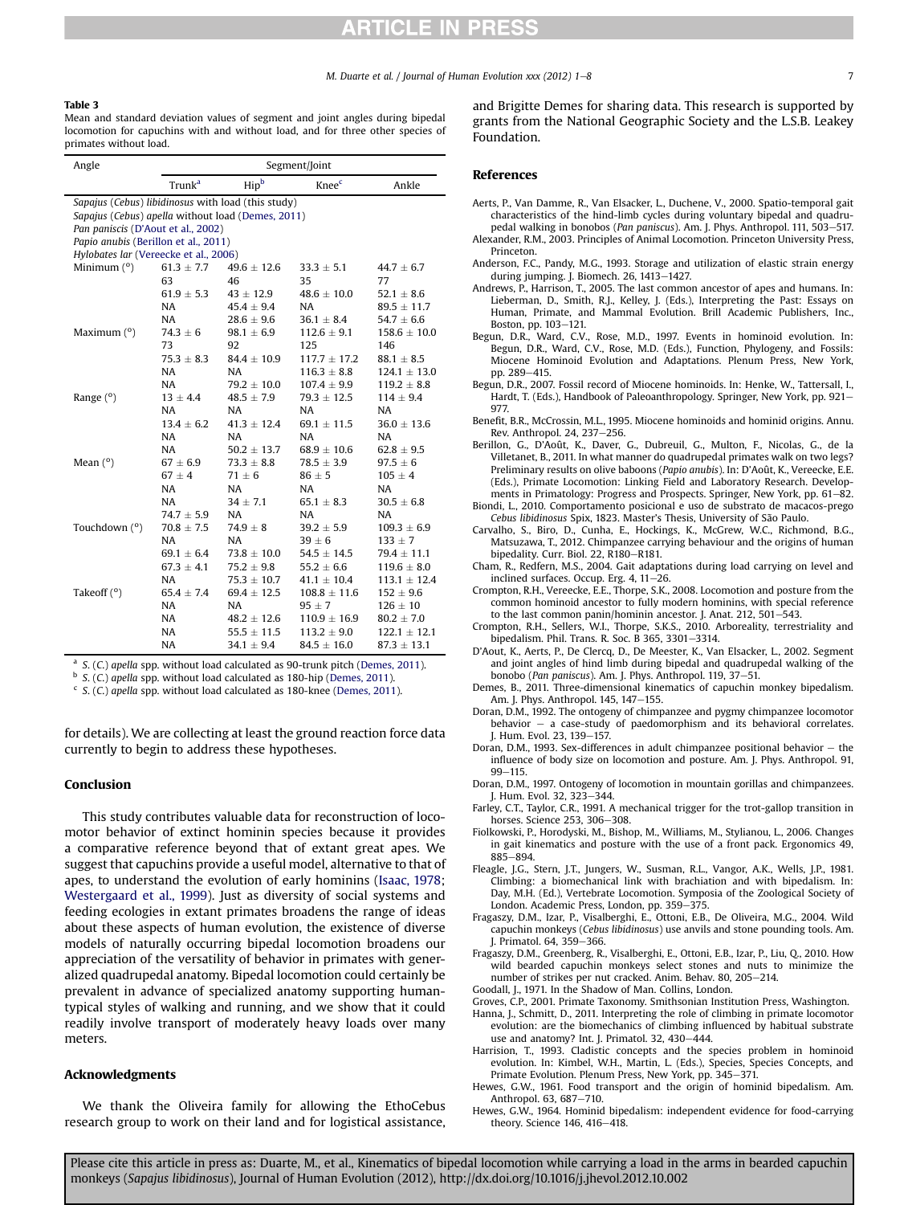**Table 3**

Mean and standard deviation values of segment and joint angles during bipedal locomotion for capuchins with and without load, and for three other species of primates without load.

| Angle | Segment/Joint | | | |
|---|---|---|---|---|
| | Trunk[a] | Hip[b] | Knee[c] | Ankle |
| *Sapajus* (*Cebus*) *libidinosus* with load (this study) | | | | |
| *Sapajus* (*Cebus*) *apella* without load (Demes, 2011) | | | | |
| *Pan paniscus* (D'Aout et al., 2002) | | | | |
| *Papio anubis* (Berillon et al., 2011) | | | | |
| *Hylobates lar* (Vereecke et al., 2006) | | | | |
| Minimum (°) | 61.3 ± 7.7 | 49.6 ± 12.6 | 33.3 ± 5.1 | 44.7 ± 6.7 |
| | 63 | 46 | 35 | 77 |
| | 61.9 ± 5.3 | 43 ± 12.9 | 48.6 ± 10.0 | 52.1 ± 8.6 |
| | NA | 45.4 ± 9.4 | NA | 89.5 ± 11.7 |
| | NA | 28.6 ± 9.6 | 36.1 ± 8.4 | 54.7 ± 6.6 |
| Maximum (°) | 74.3 ± 6 | 98.1 ± 6.9 | 112.6 ± 9.1 | 158.6 ± 10.0 |
| | 73 | 92 | 125 | 146 |
| | 75.3 ± 8.3 | 84.4 ± 10.9 | 117.7 ± 17.2 | 88.1 ± 8.5 |
| | NA | NA | 116.3 ± 8.8 | 124.1 ± 13.0 |
| | NA | 79.2 ± 10.0 | 107.4 ± 9.9 | 119.2 ± 8.8 |
| Range (°) | 13 ± 4.4 | 48.5 ± 7.9 | 79.3 ± 12.5 | 114 ± 9.4 |
| | NA | NA | NA | NA |
| | 13.4 ± 6.2 | 41.3 ± 12.4 | 69.1 ± 11.5 | 36.0 ± 13.6 |
| | NA | NA | NA | NA |
| | NA | 50.2 ± 13.7 | 68.9 ± 10.6 | 62.8 ± 9.5 |
| Mean (°) | 67 ± 6.9 | 73.3 ± 8.8 | 78.5 ± 3.9 | 97.5 ± 6 |
| | 67 ± 4 | 71 ± 6 | 86 ± 5 | 105 ± 4 |
| | NA | NA | NA | NA |
| | NA | 34 ± 7.1 | 65.1 ± 8.3 | 30.5 ± 6.8 |
| | 74.7 ± 5.9 | NA | NA | NA |
| Touchdown (°) | 70.8 ± 7.5 | 74.9 ± 8 | 39.2 ± 5.9 | 109.3 ± 6.9 |
| | NA | NA | 39 ± 6 | 133 ± 7 |
| | 69.1 ± 6.4 | 73.8 ± 10.0 | 54.5 ± 14.5 | 79.4 ± 11.1 |
| | 67.3 ± 4.1 | 75.2 ± 9.8 | 55.2 ± 6.6 | 119.6 ± 8.0 |
| | NA | 75.3 ± 10.7 | 41.1 ± 10.4 | 113.1 ± 12.4 |
| Takeoff (°) | 65.4 ± 7.4 | 69.4 ± 12.5 | 108.8 ± 11.6 | 152 ± 9.6 |
| | NA | NA | 95 ± 7 | 126 ± 10 |
| | NA | 48.2 ± 12.6 | 110.9 ± 16.9 | 80.2 ± 7.0 |
| | NA | 55.5 ± 11.5 | 113.2 ± 9.0 | 122.1 ± 12.1 |
| | NA | 34.1 ± 9.4 | 84.5 ± 16.0 | 87.3 ± 13.1 |

[a] *S.* (*C.*) *apella* spp. without load calculated as 90-trunk pitch (Demes, 2011).
[b] *S.* (*C.*) *apella* spp. without load calculated as 180-hip (Demes, 2011).
[c] *S.* (*C.*) *apella* spp. without load calculated as 180-knee (Demes, 2011).

for details). We are collecting at least the ground reaction force data currently to begin to address these hypotheses.

## Conclusion

This study contributes valuable data for reconstruction of locomotor behavior of extinct hominin species because it provides a comparative reference beyond that of extant great apes. We suggest that capuchins provide a useful model, alternative to that of apes, to understand the evolution of early hominins (Isaac, 1978; Westergaard et al., 1999). Just as diversity of social systems and feeding ecologies in extant primates broadens the range of ideas about these aspects of human evolution, the existence of diverse models of naturally occurring bipedal locomotion broadens our appreciation of the versatility of behavior in primates with generalized quadrupedal anatomy. Bipedal locomotion could certainly be prevalent in advance of specialized anatomy supporting human-typical styles of walking and running, and we show that it could readily involve transport of moderately heavy loads over many meters.

## Acknowledgments

We thank the Oliveira family for allowing the EthoCebus research group to work on their land and for logistical assistance, and Brigitte Demes for sharing data. This research is supported by grants from the National Geographic Society and the L.S.B. Leakey Foundation.

## References

Aerts, P., Van Damme, R., Van Elsacker, L., Duchene, V., 2000. Spatio-temporal gait characteristics of the hind-limb cycles during voluntary bipedal and quadrupedal walking in bonobos (*Pan paniscus*). Am. J. Phys. Anthropol. 111, 503–517.

Alexander, R.M., 2003. Principles of Animal Locomotion. Princeton University Press, Princeton.

Anderson, F.C., Pandy, M.G., 1993. Storage and utilization of elastic strain energy during jumping. J. Biomech. 26, 1413–1427.

Andrews, P., Harrison, T., 2005. The last common ancestor of apes and humans. In: Lieberman, D., Smith, R.J., Kelley, J. (Eds.), Interpreting the Past: Essays on Human, Primate, and Mammal Evolution. Brill Academic Publishers, Inc., Boston, pp. 103–121.

Begun, D.R., Ward, C.V., Rose, M.D., 1997. Events in hominoid evolution. In: Begun, D.R., Ward, C.V., Rose, M.D. (Eds.), Function, Phylogeny, and Fossils: Miocene Hominoid Evolution and Adaptations. Plenum Press, New York, pp. 289–415.

Begun, D.R., 2007. Fossil record of Miocene hominoids. In: Henke, W., Tattersall, I., Hardt, T. (Eds.), Handbook of Paleoanthropology. Springer, New York, pp. 921–977.

Benefit, B.R., McCrossin, M.L., 1995. Miocene hominoids and hominid origins. Annu. Rev. Anthropol. 24, 237–256.

Berillon, G., D'Aoû t, K., Daver, G., Dubreuil, G., Multon, F., Nicolas, G., de la Villetanet, B., 2011. In what manner do quadrupedal primates walk on two legs? Preliminary results on olive baboons (*Papio anubis*). In: D'Août, K., Vereecke, E.E. (Eds.), Primate Locomotion: Linking Field and Laboratory Research. Developments in Primatology: Progress and Prospects. Springer, New York, pp. 61–82.

Biondi, L., 2010. Comportamento posicional e uso de substrato de macacos-prego *Cebus libidinosus* Spix, 1823. Master's Thesis, University of São Paulo.

Carvalho, S., Biro, D., Cunha, E., Hockings, K., McGrew, W.C., Richmond, B.G., Matsuzawa, T., 2012. Chimpanzee carrying behaviour and the origins of human bipedality. Curr. Biol. 22, R180–R181.

Cham, R., Redfern, M.S., 2004. Gait adaptations during load carrying on level and inclined surfaces. Occup. Erg. 4, 11–26.

Crompton, R.H., Vereecke, E.E., Thorpe, S.K., 2008. Locomotion and posture from the common hominoid ancestor to fully modern hominins, with special reference to the last common panin/hominin ancestor. J. Anat. 212, 501–543.

Crompton, R.H., Sellers, W.I., Thorpe, S.K.S., 2010. Arboreality, terrestriality and bipedalism. Phil. Trans. R. Soc. B 365, 3301–3314.

D'Aout, K., Aerts, P., De Clercq, D., De Meester, K., Van Elsacker, L., 2002. Segment and joint angles of hind limb during bipedal and quadrupedal walking of the bonobo (*Pan paniscus*). Am. J. Phys. Anthropol. 119, 37–51.

Demes, B., 2011. Three-dimensional kinematics of capuchin monkey bipedalism. Am. J. Phys. Anthropol. 145, 147–155.

Doran, D.M., 1992. The ontogeny of chimpanzee and pygmy chimpanzee locomotor behavior – a case-study of paedomorphism and its behavioral correlates. J. Hum. Evol. 23, 139–157.

Doran, D.M., 1993. Sex-differences in adult chimpanzee positional behavior – the influence of body size on locomotion and posture. Am. J. Phys. Anthropol. 91, 99–115.

Doran, D.M., 1997. Ontogeny of locomotion in mountain gorillas and chimpanzees. J. Hum. Evol. 32, 323–344.

Farley, C.T., Taylor, C.R., 1991. A mechanical trigger for the trot-gallop transition in horses. Science 253, 306–308.

Fiolkowski, P., Horodyski, M., Bishop, M., Williams, M., Stylianou, L., 2006. Changes in gait kinematics and posture with the use of a front pack. Ergonomics 49, 885–894.

Fleagle, J.G., Stern, J.T., Jungers, W., Susman, R.L., Vangor, A.K., Wells, J.P., 1981. Climbing: a biomechanical link with brachiation and with bipedalism. In: Day, M.H. (Ed.), Vertebrate Locomotion. Symposia of the Zoological Society of London. Academic Press, London, pp. 359–375.

Fragaszy, D.M., Izar, P., Visalberghi, E., Ottoni, E.B., De Oliveira, M.G., 2004. Wild capuchin monkeys (*Cebus libidinosus*) use anvils and stone pounding tools. Am. J. Primatol. 64, 359–366.

Fragaszy, D.M., Greenberg, R., Visalberghi, E., Ottoni, E.B., Izar, P., Liu, Q., 2010. How wild bearded capuchin monkeys select stones and nuts to minimize the number of strikes per nut cracked. Anim. Behav. 80, 205–214.

Goodall, J., 1971. In the Shadow of Man. Collins, London.

Groves, C.P., 2001. Primate Taxonomy. Smithsonian Institution Press, Washington.

Hanna, J., Schmitt, D., 2011. Interpreting the role of climbing in primate locomotor evolution: are the biomechanics of climbing influenced by habitual substrate use and anatomy? Int. J. Primatol. 32, 430–444.

Harrision, T., 1993. Cladistic concepts and the species problem in hominoid evolution. In: Kimbel, W.H., Martin, L. (Eds.), Species, Species Concepts, and Primate Evolution. Plenum Press, New York, pp. 345–371.

Hewes, G.W., 1961. Food transport and the origin of hominid bipedalism. Am. Anthropol. 63, 687–710.

Hewes, G.W., 1964. Hominid bipedalism: independent evidence for food-carrying theory. Science 146, 416–418.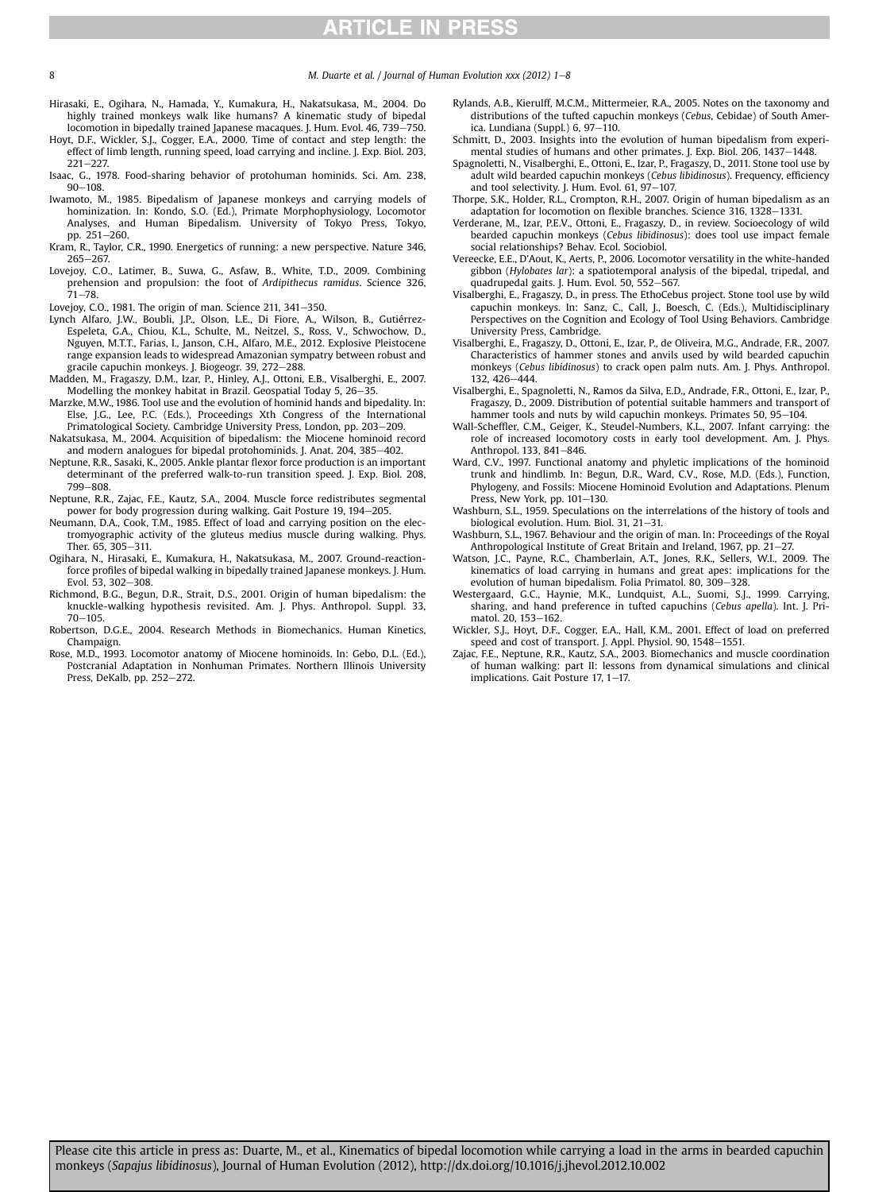Hirasaki, E., Ogihara, N., Hamada, Y., Kumakura, H., Nakatsukasa, M., 2004. Do highly trained monkeys walk like humans? A kinematic study of bipedal locomotion in bipedally trained Japanese macaques. J. Hum. Evol. 46, 739–750.

Hoyt, D.F., Wickler, S.J., Cogger, E.A., 2000. Time of contact and step length: the effect of limb length, running speed, load carrying and incline. J. Exp. Biol. 203, 221–227.

Isaac, G., 1978. Food-sharing behavior of protohuman hominids. Sci. Am. 238, 90–108.

Iwamoto, M., 1985. Bipedalism of Japanese monkeys and carrying models of hominization. In: Kondo, S.O. (Ed.), Primate Morphophysiology, Locomotor Analyses, and Human Bipedalism. University of Tokyo Press, Tokyo, pp. 251–260.

Kram, R., Taylor, C.R., 1990. Energetics of running: a new perspective. Nature 346, 265–267.

Lovejoy, C.O., Latimer, B., Suwa, G., Asfaw, B., White, T.D., 2009. Combining prehension and propulsion: the foot of *Ardipithecus ramidus*. Science 326, 71–78.

Lovejoy, C.O., 1981. The origin of man. Science 211, 341–350.

Lynch Alfaro, J.W., Boubli, J.P., Olson, L.E., Di Fiore, A., Wilson, B., Gutiérrez-Espeleta, G.A., Chiou, K.L., Schulte, M., Neitzel, S., Ross, V., Schwochow, D., Nguyen, M.T.T., Farias, I., Janson, C.H., Alfaro, M.E., 2012. Explosive Pleistocene range expansion leads to widespread Amazonian sympatry between robust and gracile capuchin monkeys. J. Biogeogr. 39, 272–288.

Madden, M., Fragaszy, D.M., Izar, P., Hinley, A.J., Ottoni, E.B., Visalberghi, E., 2007. Modelling the monkey habitat in Brazil. Geospatial Today 5, 26–35.

Marzke, M.W., 1986. Tool use and the evolution of hominid hands and bipedality. In: Else, J.G., Lee, P.C. (Eds.), Proceedings Xth Congress of the International Primatological Society. Cambridge University Press, London, pp. 203–209.

Nakatsukasa, M., 2004. Acquisition of bipedalism: the Miocene hominoid record and modern analogues for bipedal protohominids. J. Anat. 204, 385–402.

Neptune, R.R., Sasaki, K., 2005. Ankle plantar flexor force production is an important determinant of the preferred walk-to-run transition speed. J. Exp. Biol. 208, 799–808.

Neptune, R.R., Zajac, F.E., Kautz, S.A., 2004. Muscle force redistributes segmental power for body progression during walking. Gait Posture 19, 194–205.

Neumann, D.A., Cook, T.M., 1985. Effect of load and carrying position on the electromyographic activity of the gluteus medius muscle during walking. Phys. Ther. 65, 305–311.

Ogihara, N., Hirasaki, E., Kumakura, H., Nakatsukasa, M., 2007. Ground-reaction-force profiles of bipedal walking in bipedally trained Japanese monkeys. J. Hum. Evol. 53, 302–308.

Richmond, B.G., Begun, D.R., Strait, D.S., 2001. Origin of human bipedalism: the knuckle-walking hypothesis revisited. Am. J. Phys. Anthropol. Suppl. 33, 70–105.

Robertson, D.G.E., 2004. Research Methods in Biomechanics. Human Kinetics, Champaign.

Rose, M.D., 1993. Locomotor anatomy of Miocene hominoids. In: Gebo, D.L. (Ed.), Postcranial Adaptation in Nonhuman Primates. Northern Illinois University Press, DeKalb, pp. 252–272.

Rylands, A.B., Kierulff, M.C.M., Mittermeier, R.A., 2005. Notes on the taxonomy and distributions of the tufted capuchin monkeys (*Cebus*, Cebidae) of South America. Lundiana (Suppl.) 6, 97–110.

Schmitt, D., 2003. Insights into the evolution of human bipedalism from experimental studies of humans and other primates. J. Exp. Biol. 206, 1437–1448.

Spagnoletti, N., Visalberghi, E., Ottoni, E., Izar, P., Fragaszy, D., 2011. Stone tool use by adult wild bearded capuchin monkeys (*Cebus libidinosus*). Frequency, efficiency and tool selectivity. J. Hum. Evol. 61, 97–107.

Thorpe, S.K., Holder, R.L., Crompton, R.H., 2007. Origin of human bipedalism as an adaptation for locomotion on flexible branches. Science 316, 1328–1331.

Verderane, M., Izar, P.E.V., Ottoni, E., Fragaszy, D., in review. Socioecology of wild bearded capuchin monkeys (*Cebus libidinosus*): does tool use impact female social relationships? Behav. Ecol. Sociobiol.

Vereecke, E.E., D'Aout, K., Aerts, P., 2006. Locomotor versatility in the white-handed gibbon (*Hylobates lar*): a spatiotemporal analysis of the bipedal, tripedal, and quadrupedal gaits. J. Hum. Evol. 50, 552–567.

Visalberghi, E., Fragaszy, D., in press. The EthoCebus project. Stone tool use by wild capuchin monkeys. In: Sanz, C., Call, J., Boesch, C. (Eds.), Multidisciplinary Perspectives on the Cognition and Ecology of Tool Using Behaviors. Cambridge University Press, Cambridge.

Visalberghi, E., Fragaszy, D., Ottoni, E., Izar, P., de Oliveira, M.G., Andrade, F.R., 2007. Characteristics of hammer stones and anvils used by wild bearded capuchin monkeys (*Cebus libidinosus*) to crack open palm nuts. Am. J. Phys. Anthropol. 132, 426–444.

Visalberghi, E., Spagnoletti, N., Ramos da Silva, E.D., Andrade, F.R., Ottoni, E., Izar, P., Fragaszy, D., 2009. Distribution of potential suitable hammers and transport of hammer tools and nuts by wild capuchin monkeys. Primates 50, 95–104.

Wall-Scheffler, C.M., Geiger, K., Steudel-Numbers, K.L., 2007. Infant carrying: the role of increased locomotory costs in early tool development. Am. J. Phys. Anthropol. 133, 841–846.

Ward, C.V., 1997. Functional anatomy and phyletic implications of the hominoid trunk and hindlimb. In: Begun, D.R., Ward, C.V., Rose, M.D. (Eds.), Function, Phylogeny, and Fossils: Miocene Hominoid Evolution and Adaptations. Plenum Press, New York, pp. 101–130.

Washburn, S.L., 1959. Speculations on the interrelations of the history of tools and biological evolution. Hum. Biol. 31, 21–31.

Washburn, S.L., 1967. Behaviour and the origin of man. In: Proceedings of the Royal Anthropological Institute of Great Britain and Ireland, 1967, pp. 21–27.

Watson, J.C., Payne, R.C., Chamberlain, A.T., Jones, R.K., Sellers, W.I., 2009. The kinematics of load carrying in humans and great apes: implications for the evolution of human bipedalism. Folia Primatol. 80, 309–328.

Westergaard, G.C., Haynie, M.K., Lundquist, A.L., Suomi, S.J., 1999. Carrying, sharing, and hand preference in tufted capuchins (*Cebus apella*). Int. J. Primatol. 20, 153–162.

Wickler, S.J., Hoyt, D.F., Cogger, E.A., Hall, K.M., 2001. Effect of load on preferred speed and cost of transport. J. Appl. Physiol. 90, 1548–1551.

Zajac, F.E., Neptune, R.R., Kautz, S.A., 2003. Biomechanics and muscle coordination of human walking: part II: lessons from dynamical simulations and clinical implications. Gait Posture 17, 1–17.

Please cite this article in press as: Duarte, M., et al., Kinematics of bipedal locomotion while carrying a load in the arms in bearded capuchin monkeys (*Sapajus libidinosus*), Journal of Human Evolution (2012), http://dx.doi.org/10.1016/j.jhevol.2012.10.002